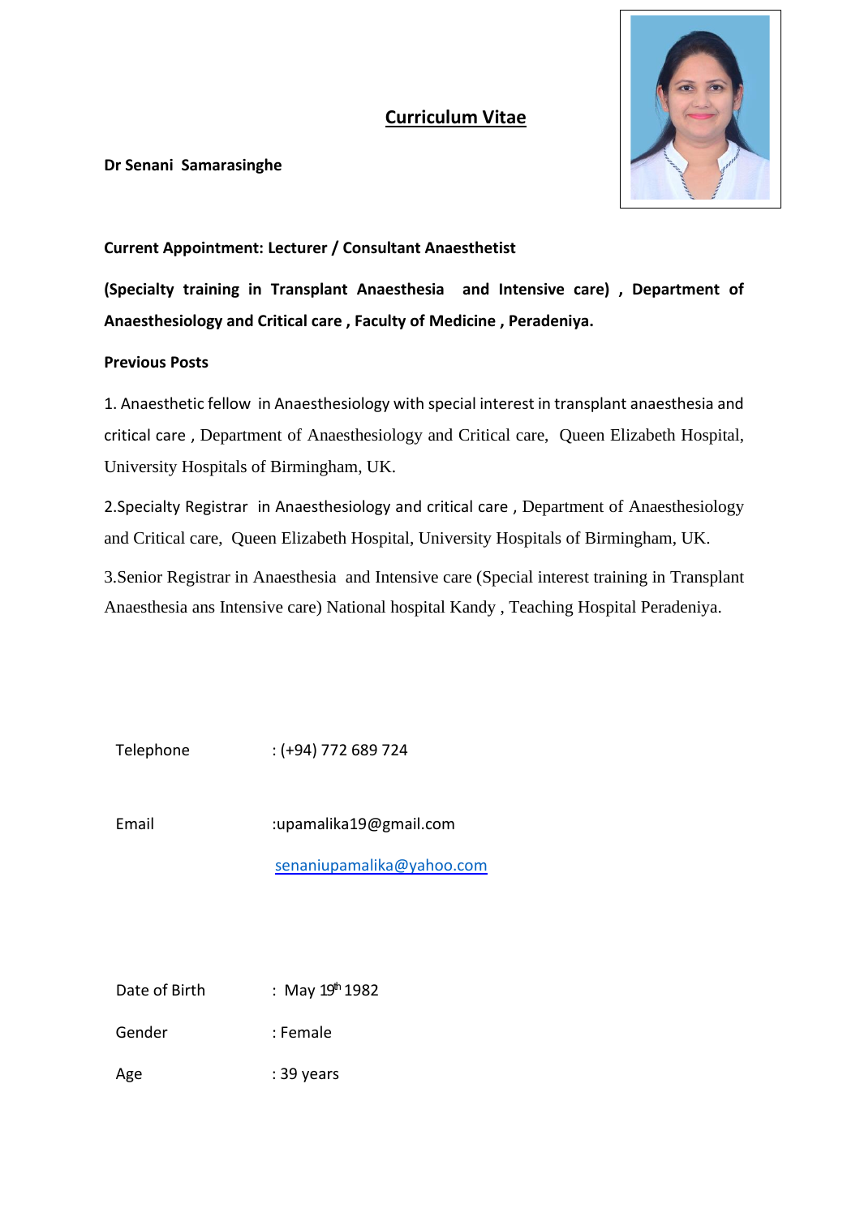# Curriculum Vitae

**Dr Senani Samarasinghe**

**Current Appointment: Lecturer / Consultant Anaesthetist**

**(Specialty training in Transplant Anaesthesia and Intensive care) , Department of Anaesthesiology and Critical care , Faculty of Medicine , Peradeniya.**

**Previous Posts**

1. Anaesthetic fellow in Anaesthesiology with special interest in transplant anaesthesia and critical care , Department of Anaesthesiology and Critical care, Queen Elizabeth Hospital, University Hospitals of Birmingham, UK.

2.Specialty Registrar in Anaesthesiology and critical care , Department of Anaesthesiology and Critical care, Queen Elizabeth Hospital, University Hospitals of Birmingham, UK.

3.Senior Registrar in Anaesthesia and Intensive care (Special interest training in Transplant Anaesthesia ans Intensive care) National hospital Kandy , Teaching Hospital Peradeniya.

Telephone : (+94) 772 689 724

Email :upamalika19@gmail.com

senaniupamalika@yahoo.com

Date of Birth : May 19th 1982

Gender : Female

Age : 39 years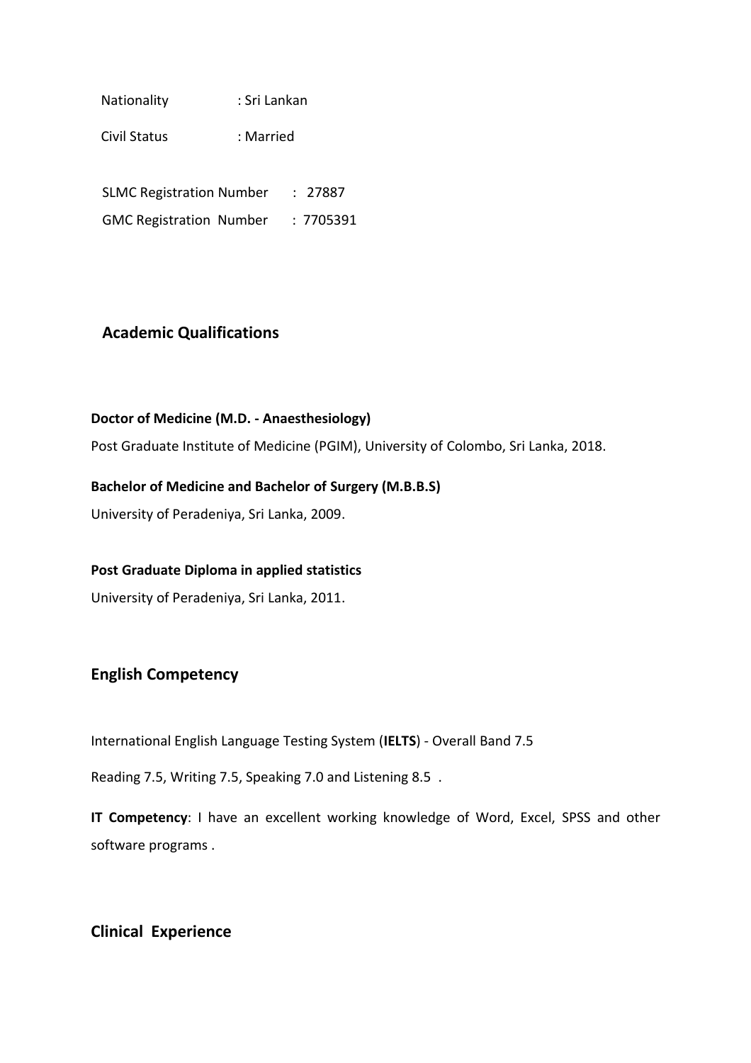Nationality : Sri Lankan

Civil Status : Married

SLMC Registration Number : 27887

GMC Registration Number : 7705391

## Academic Qualifications

**Doctor of Medicine (M.D. - Anaesthesiology)**

Post Graduate Institute of Medicine (PGIM), University of Colombo, Sri Lanka, 2018.

**Bachelor of Medicine and Bachelor of Surgery (M.B.B.S)**

University of Peradeniya, Sri Lanka, 2009.

**Post Graduate Diploma in applied statistics**

University of Peradeniya, Sri Lanka, 2011.

## English Competency

International English Language Testing System (**IELTS**) - Overall Band 7.5

Reading 7.5, Writing 7.5, Speaking 7.0 and Listening 8.5 .

**IT Competency**: I have an excellent working knowledge of Word, Excel, SPSS and other software programs .

## Clinical Experience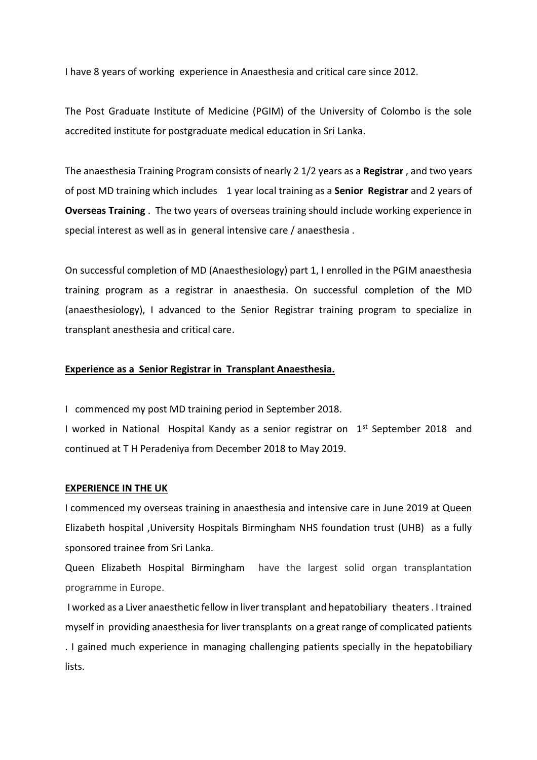I have 8 years of working experience in Anaesthesia and critical care since 2012.

The Post Graduate Institute of Medicine (PGIM) of the University of Colombo is the sole accredited institute for postgraduate medical education in Sri Lanka.

The anaesthesia Training Program consists of nearly 2 1/2 years as a **Registrar** , and two years of post MD training which includes 1 year local training as a **Senior Registrar** and 2 years of **Overseas Training** . The two years of overseas training should include working experience in special interest as well as in general intensive care / anaesthesia .

On successful completion of MD (Anaesthesiology) part 1, I enrolled in the PGIM anaesthesia training program as a registrar in anaesthesia. On successful completion of the MD (anaesthesiology), I advanced to the Senior Registrar training program to specialize in transplant anesthesia and critical care.

**Experience as a Senior Registrar in Transplant Anaesthesia.**

I commenced my post MD training period in September 2018.
I worked in National Hospital Kandy as a senior registrar on 1st September 2018 and continued at T H Peradeniya from December 2018 to May 2019.

**EXPERIENCE IN THE UK**

I commenced my overseas training in anaesthesia and intensive care in June 2019 at Queen Elizabeth hospital ,University Hospitals Birmingham NHS foundation trust (UHB) as a fully sponsored trainee from Sri Lanka.
Queen Elizabeth Hospital Birmingham have the largest solid organ transplantation programme in Europe.
I worked as a Liver anaesthetic fellow in liver transplant and hepatobiliary theaters . I trained myself in providing anaesthesia for liver transplants on a great range of complicated patients . I gained much experience in managing challenging patients specially in the hepatobiliary lists.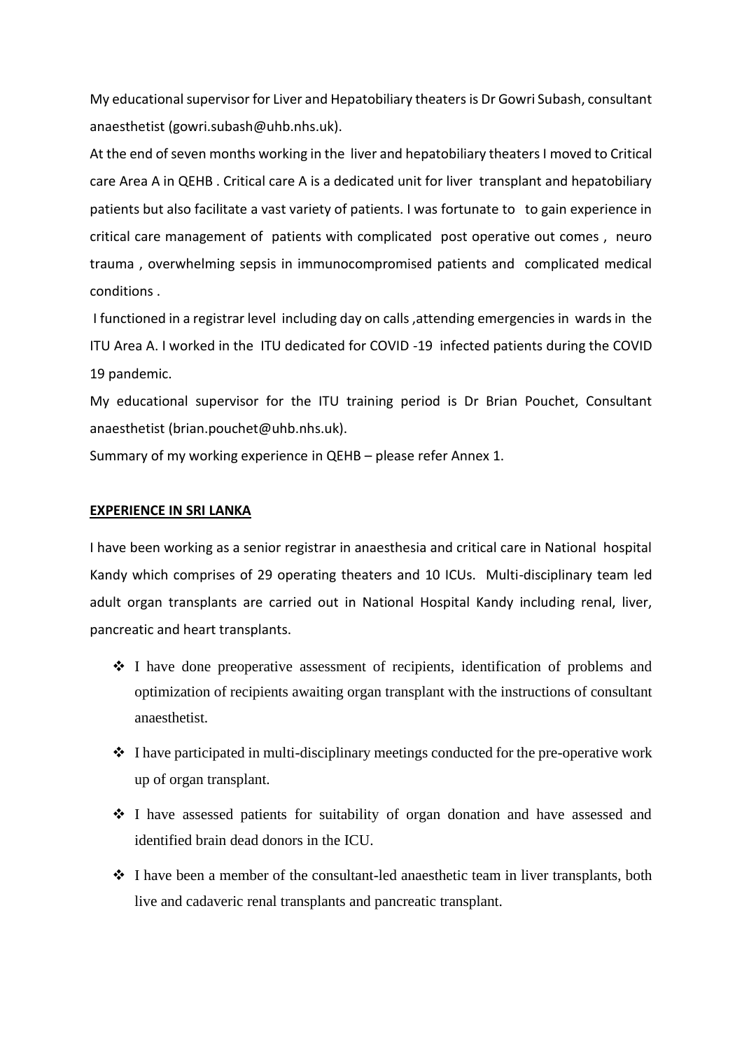My educational supervisor for Liver and Hepatobiliary theaters is Dr Gowri Subash, consultant anaesthetist (gowri.subash@uhb.nhs.uk).

At the end of seven months working in the liver and hepatobiliary theaters I moved to Critical care Area A in QEHB . Critical care A is a dedicated unit for liver transplant and hepatobiliary patients but also facilitate a vast variety of patients. I was fortunate to to gain experience in critical care management of patients with complicated post operative out comes , neuro trauma , overwhelming sepsis in immunocompromised patients and complicated medical conditions .

I functioned in a registrar level including day on calls ,attending emergencies in wards in the ITU Area A. I worked in the ITU dedicated for COVID -19 infected patients during the COVID 19 pandemic.

My educational supervisor for the ITU training period is Dr Brian Pouchet, Consultant anaesthetist (brian.pouchet@uhb.nhs.uk).

Summary of my working experience in QEHB – please refer Annex 1.

**EXPERIENCE IN SRI LANKA**

I have been working as a senior registrar in anaesthesia and critical care in National hospital Kandy which comprises of 29 operating theaters and 10 ICUs. Multi-disciplinary team led adult organ transplants are carried out in National Hospital Kandy including renal, liver, pancreatic and heart transplants.

- I have done preoperative assessment of recipients, identification of problems and optimization of recipients awaiting organ transplant with the instructions of consultant anaesthetist.
- I have participated in multi-disciplinary meetings conducted for the pre-operative work up of organ transplant.
- I have assessed patients for suitability of organ donation and have assessed and identified brain dead donors in the ICU.
- I have been a member of the consultant-led anaesthetic team in liver transplants, both live and cadaveric renal transplants and pancreatic transplant.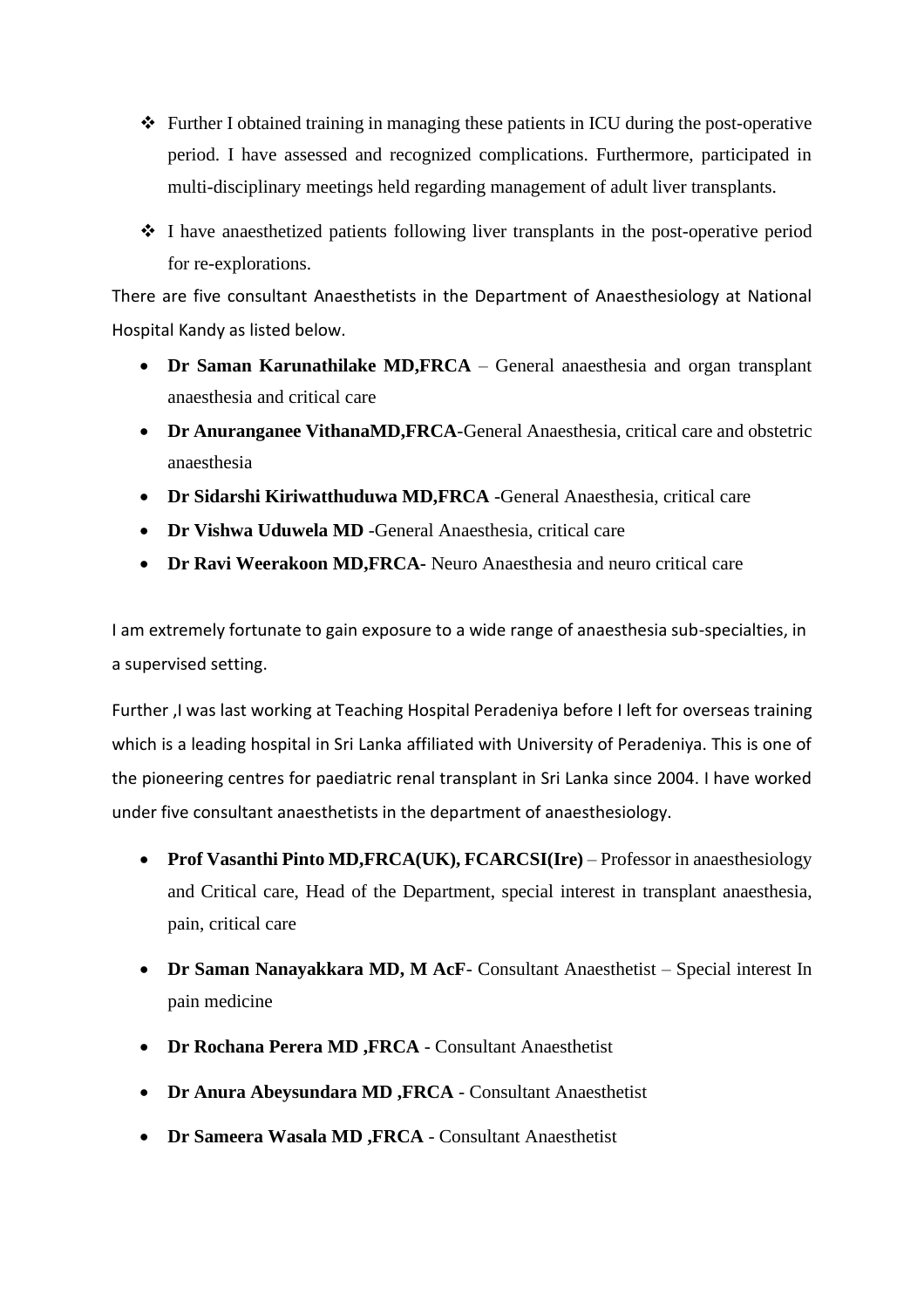- Further I obtained training in managing these patients in ICU during the post-operative period. I have assessed and recognized complications. Furthermore, participated in multi-disciplinary meetings held regarding management of adult liver transplants.

- I have anaesthetized patients following liver transplants in the post-operative period for re-explorations.

There are five consultant Anaesthetists in the Department of Anaesthesiology at National Hospital Kandy as listed below.

- **Dr Saman Karunathilake MD,FRCA** – General anaesthesia and organ transplant anaesthesia and critical care
- **Dr Anuranganee VithanaMD,FRCA**-General Anaesthesia, critical care and obstetric anaesthesia
- **Dr Sidarshi Kiriwatthuduwa MD,FRCA** -General Anaesthesia, critical care
- **Dr Vishwa Uduwela MD** -General Anaesthesia, critical care
- **Dr Ravi Weerakoon MD,FRCA-** Neuro Anaesthesia and neuro critical care

I am extremely fortunate to gain exposure to a wide range of anaesthesia sub-specialties, in a supervised setting.

Further ,I was last working at Teaching Hospital Peradeniya before I left for overseas training which is a leading hospital in Sri Lanka affiliated with University of Peradeniya. This is one of the pioneering centres for paediatric renal transplant in Sri Lanka since 2004. I have worked under five consultant anaesthetists in the department of anaesthesiology.

- **Prof Vasanthi Pinto MD,FRCA(UK), FCARCSI(Ire)** – Professor in anaesthesiology and Critical care, Head of the Department, special interest in transplant anaesthesia, pain, critical care

- **Dr Saman Nanayakkara MD, M AcF**- Consultant Anaesthetist – Special interest In pain medicine

- **Dr Rochana Perera MD ,FRCA** - Consultant Anaesthetist

- **Dr Anura Abeysundara MD ,FRCA** - Consultant Anaesthetist

- **Dr Sameera Wasala MD ,FRCA** - Consultant Anaesthetist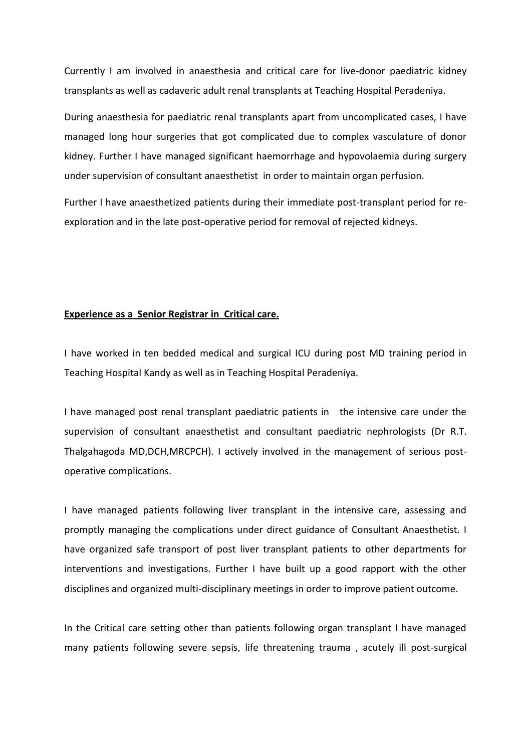Currently I am involved in anaesthesia and critical care for live-donor paediatric kidney transplants as well as cadaveric adult renal transplants at Teaching Hospital Peradeniya.

During anaesthesia for paediatric renal transplants apart from uncomplicated cases, I have managed long hour surgeries that got complicated due to complex vasculature of donor kidney. Further I have managed significant haemorrhage and hypovolaemia during surgery under supervision of consultant anaesthetist in order to maintain organ perfusion.

Further I have anaesthetized patients during their immediate post-transplant period for re-exploration and in the late post-operative period for removal of rejected kidneys.

**Experience as a Senior Registrar in Critical care.**

I have worked in ten bedded medical and surgical ICU during post MD training period in Teaching Hospital Kandy as well as in Teaching Hospital Peradeniya.

I have managed post renal transplant paediatric patients in the intensive care under the supervision of consultant anaesthetist and consultant paediatric nephrologists (Dr R.T. Thalgahagoda MD,DCH,MRCPCH). I actively involved in the management of serious post-operative complications.

I have managed patients following liver transplant in the intensive care, assessing and promptly managing the complications under direct guidance of Consultant Anaesthetist. I have organized safe transport of post liver transplant patients to other departments for interventions and investigations. Further I have built up a good rapport with the other disciplines and organized multi-disciplinary meetings in order to improve patient outcome.

In the Critical care setting other than patients following organ transplant I have managed many patients following severe sepsis, life threatening trauma , acutely ill post-surgical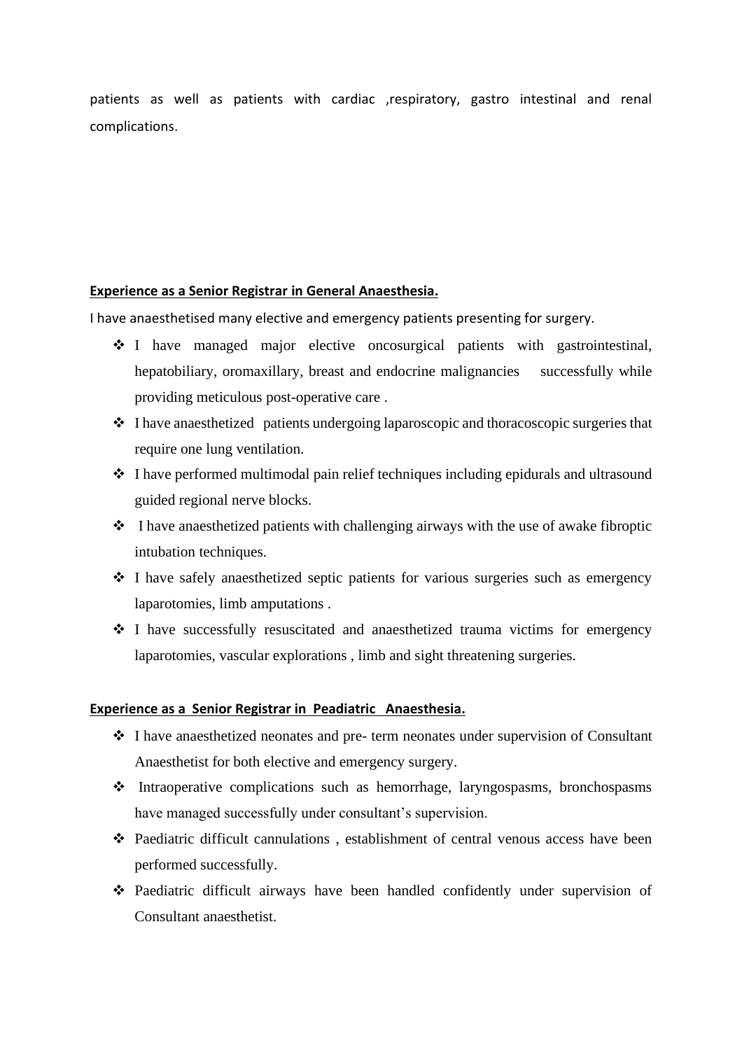patients as well as patients with cardiac ,respiratory, gastro intestinal and renal complications.

**Experience as a Senior Registrar in General Anaesthesia.**

I have anaesthetised many elective and emergency patients presenting for surgery.

- I have managed major elective oncosurgical patients with gastrointestinal, hepatobiliary, oromaxillary, breast and endocrine malignancies successfully while providing meticulous post-operative care .
- I have anaesthetized patients undergoing laparoscopic and thoracoscopic surgeries that require one lung ventilation.
- I have performed multimodal pain relief techniques including epidurals and ultrasound guided regional nerve blocks.
- I have anaesthetized patients with challenging airways with the use of awake fibroptic intubation techniques.
- I have safely anaesthetized septic patients for various surgeries such as emergency laparotomies, limb amputations .
- I have successfully resuscitated and anaesthetized trauma victims for emergency laparotomies, vascular explorations , limb and sight threatening surgeries.

**Experience as a Senior Registrar in Peadiatric Anaesthesia.**

- I have anaesthetized neonates and pre- term neonates under supervision of Consultant Anaesthetist for both elective and emergency surgery.
- Intraoperative complications such as hemorrhage, laryngospasms, bronchospasms have managed successfully under consultant's supervision.
- Paediatric difficult cannulations , establishment of central venous access have been performed successfully.
- Paediatric difficult airways have been handled confidently under supervision of Consultant anaesthetist.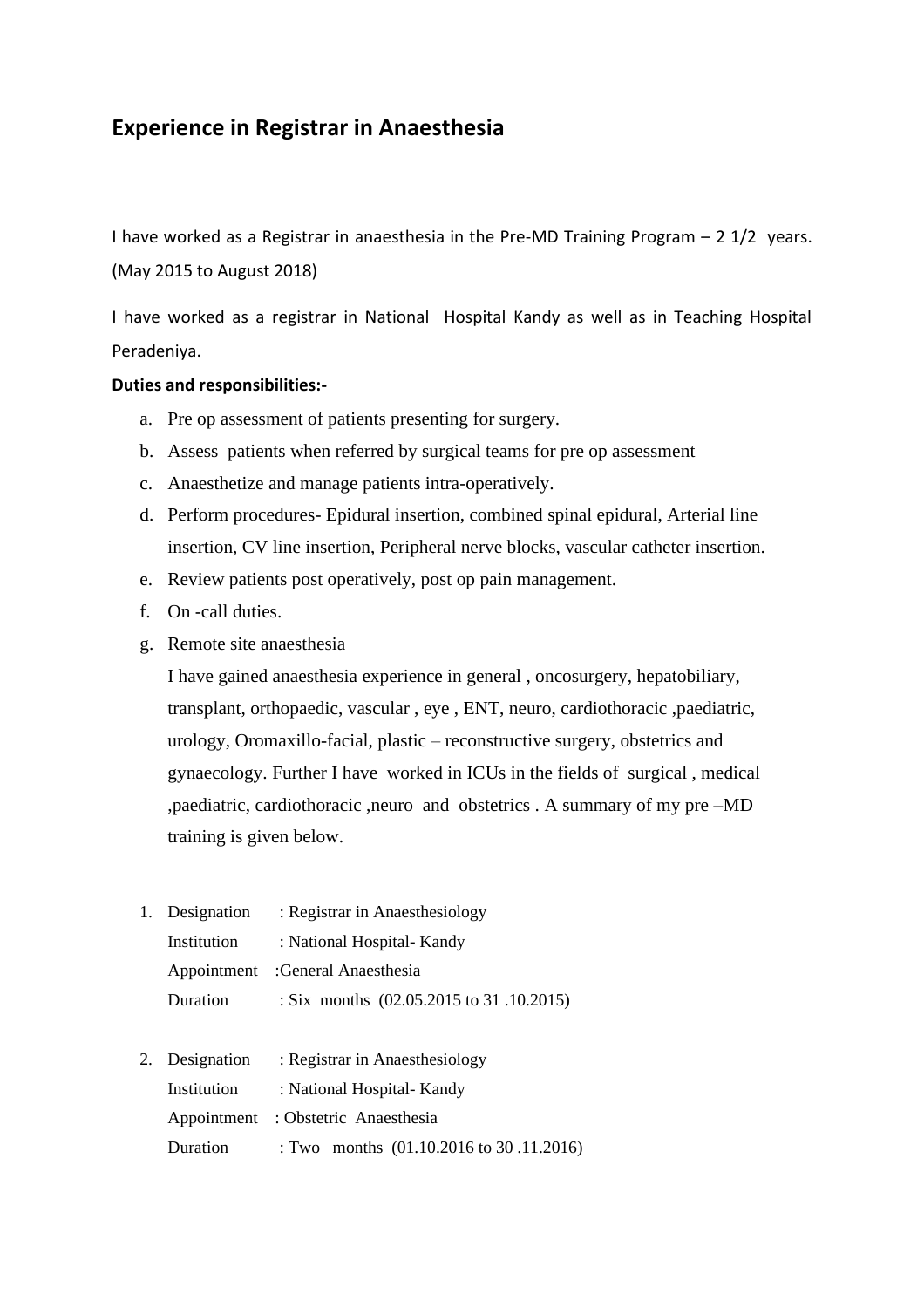# Experience in Registrar in Anaesthesia

I have worked as a Registrar in anaesthesia in the Pre-MD Training Program – 2 1/2 years. (May 2015 to August 2018)

I have worked as a registrar in National Hospital Kandy as well as in Teaching Hospital Peradeniya.

**Duties and responsibilities:-**

a. Pre op assessment of patients presenting for surgery.
b. Assess patients when referred by surgical teams for pre op assessment
c. Anaesthetize and manage patients intra-operatively.
d. Perform procedures- Epidural insertion, combined spinal epidural, Arterial line insertion, CV line insertion, Peripheral nerve blocks, vascular catheter insertion.
e. Review patients post operatively, post op pain management.
f. On -call duties.
g. Remote site anaesthesia

   I have gained anaesthesia experience in general , oncosurgery, hepatobiliary, transplant, orthopaedic, vascular , eye , ENT, neuro, cardiothoracic ,paediatric, urology, Oromaxillo-facial, plastic – reconstructive surgery, obstetrics and gynaecology. Further I have worked in ICUs in the fields of surgical , medical ,paediatric, cardiothoracic ,neuro and obstetrics . A summary of my pre –MD training is given below.

1. Designation : Registrar in Anaesthesiology
   Institution : National Hospital- Kandy
   Appointment :General Anaesthesia
   Duration : Six months (02.05.2015 to 31 .10.2015)

2. Designation : Registrar in Anaesthesiology
   Institution : National Hospital- Kandy
   Appointment : Obstetric Anaesthesia
   Duration : Two months (01.10.2016 to 30 .11.2016)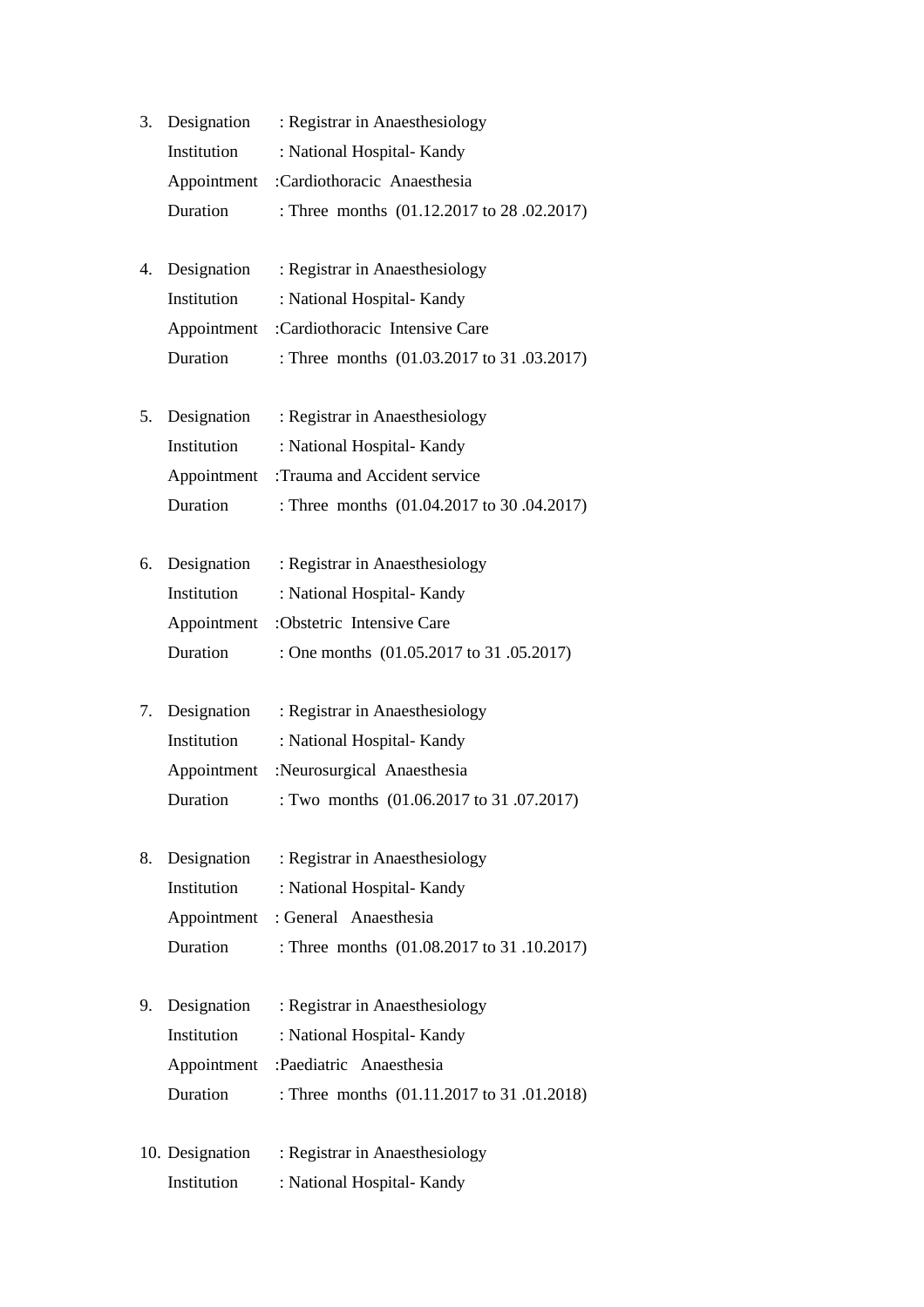3. Designation : Registrar in Anaesthesiology
   Institution : National Hospital- Kandy
   Appointment :Cardiothoracic Anaesthesia
   Duration : Three months (01.12.2017 to 28 .02.2017)

4. Designation : Registrar in Anaesthesiology
   Institution : National Hospital- Kandy
   Appointment :Cardiothoracic Intensive Care
   Duration : Three months (01.03.2017 to 31 .03.2017)

5. Designation : Registrar in Anaesthesiology
   Institution : National Hospital- Kandy
   Appointment :Trauma and Accident service
   Duration : Three months (01.04.2017 to 30 .04.2017)

6. Designation : Registrar in Anaesthesiology
   Institution : National Hospital- Kandy
   Appointment :Obstetric Intensive Care
   Duration : One months (01.05.2017 to 31 .05.2017)

7. Designation : Registrar in Anaesthesiology
   Institution : National Hospital- Kandy
   Appointment :Neurosurgical Anaesthesia
   Duration : Two months (01.06.2017 to 31 .07.2017)

8. Designation : Registrar in Anaesthesiology
   Institution : National Hospital- Kandy
   Appointment : General Anaesthesia
   Duration : Three months (01.08.2017 to 31 .10.2017)

9. Designation : Registrar in Anaesthesiology
   Institution : National Hospital- Kandy
   Appointment :Paediatric Anaesthesia
   Duration : Three months (01.11.2017 to 31 .01.2018)

10. Designation : Registrar in Anaesthesiology
    Institution : National Hospital- Kandy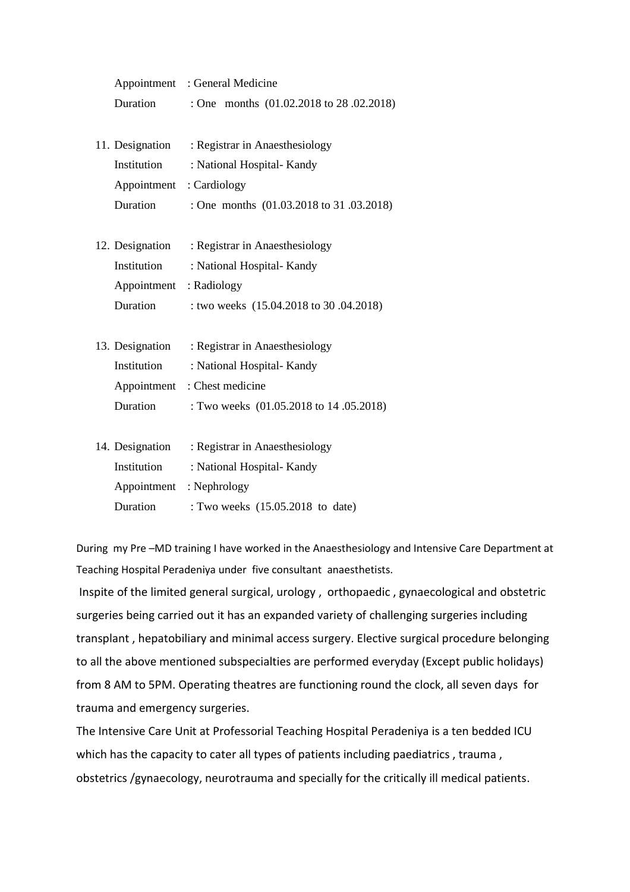Appointment : General Medicine
Duration : One months (01.02.2018 to 28 .02.2018)

11. Designation : Registrar in Anaesthesiology
    Institution : National Hospital- Kandy
    Appointment : Cardiology
    Duration : One months (01.03.2018 to 31 .03.2018)

12. Designation : Registrar in Anaesthesiology
    Institution : National Hospital- Kandy
    Appointment : Radiology
    Duration : two weeks (15.04.2018 to 30 .04.2018)

13. Designation : Registrar in Anaesthesiology
    Institution : National Hospital- Kandy
    Appointment : Chest medicine
    Duration : Two weeks (01.05.2018 to 14 .05.2018)

14. Designation : Registrar in Anaesthesiology
    Institution : National Hospital- Kandy
    Appointment : Nephrology
    Duration : Two weeks (15.05.2018 to date)

During my Pre –MD training I have worked in the Anaesthesiology and Intensive Care Department at Teaching Hospital Peradeniya under five consultant anaesthetists.

Inspite of the limited general surgical, urology , orthopaedic , gynaecological and obstetric surgeries being carried out it has an expanded variety of challenging surgeries including transplant , hepatobiliary and minimal access surgery. Elective surgical procedure belonging to all the above mentioned subspecialties are performed everyday (Except public holidays) from 8 AM to 5PM. Operating theatres are functioning round the clock, all seven days for trauma and emergency surgeries.

The Intensive Care Unit at Professorial Teaching Hospital Peradeniya is a ten bedded ICU which has the capacity to cater all types of patients including paediatrics , trauma , obstetrics /gynaecology, neurotrauma and specially for the critically ill medical patients.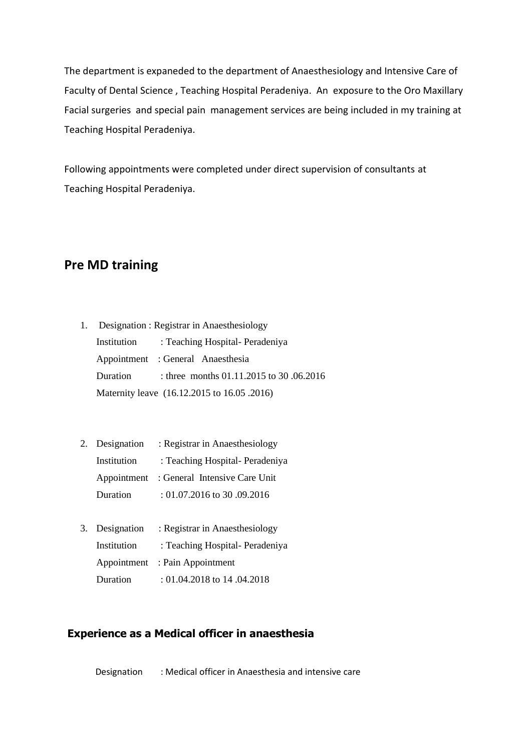The department is expaneded to the department of Anaesthesiology and Intensive Care of Faculty of Dental Science , Teaching Hospital Peradeniya. An exposure to the Oro Maxillary Facial surgeries and special pain management services are being included in my training at Teaching Hospital Peradeniya.

Following appointments were completed under direct supervision of consultants at Teaching Hospital Peradeniya.

## Pre MD training

1. Designation : Registrar in Anaesthesiology
   Institution : Teaching Hospital- Peradeniya
   Appointment : General Anaesthesia
   Duration : three months 01.11.2015 to 30 .06.2016
   Maternity leave (16.12.2015 to 16.05 .2016)

2. Designation : Registrar in Anaesthesiology
   Institution : Teaching Hospital- Peradeniya
   Appointment : General Intensive Care Unit
   Duration : 01.07.2016 to 30 .09.2016

3. Designation : Registrar in Anaesthesiology
   Institution : Teaching Hospital- Peradeniya
   Appointment : Pain Appointment
   Duration : 01.04.2018 to 14 .04.2018

## Experience as a Medical officer in anaesthesia

Designation : Medical officer in Anaesthesia and intensive care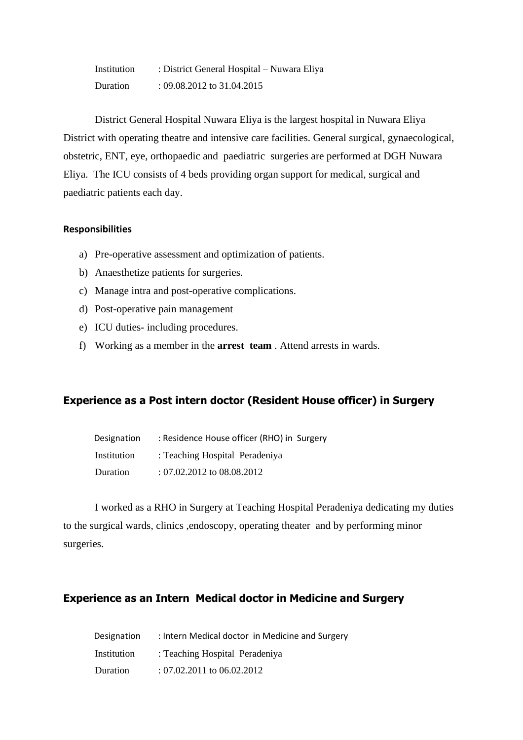Institution : District General Hospital – Nuwara Eliya

Duration : 09.08.2012 to 31.04.2015

District General Hospital Nuwara Eliya is the largest hospital in Nuwara Eliya District with operating theatre and intensive care facilities. General surgical, gynaecological, obstetric, ENT, eye, orthopaedic and paediatric surgeries are performed at DGH Nuwara Eliya. The ICU consists of 4 beds providing organ support for medical, surgical and paediatric patients each day.

**Responsibilities**

a) Pre-operative assessment and optimization of patients.
b) Anaesthetize patients for surgeries.
c) Manage intra and post-operative complications.
d) Post-operative pain management
e) ICU duties- including procedures.
f) Working as a member in the **arrest team** . Attend arrests in wards.

## Experience as a Post intern doctor (Resident House officer) in Surgery

Designation : Residence House officer (RHO) in Surgery

Institution : Teaching Hospital Peradeniya

Duration : 07.02.2012 to 08.08.2012

I worked as a RHO in Surgery at Teaching Hospital Peradeniya dedicating my duties to the surgical wards, clinics ,endoscopy, operating theater and by performing minor surgeries.

## Experience as an Intern Medical doctor in Medicine and Surgery

Designation : Intern Medical doctor in Medicine and Surgery

Institution : Teaching Hospital Peradeniya

Duration : 07.02.2011 to 06.02.2012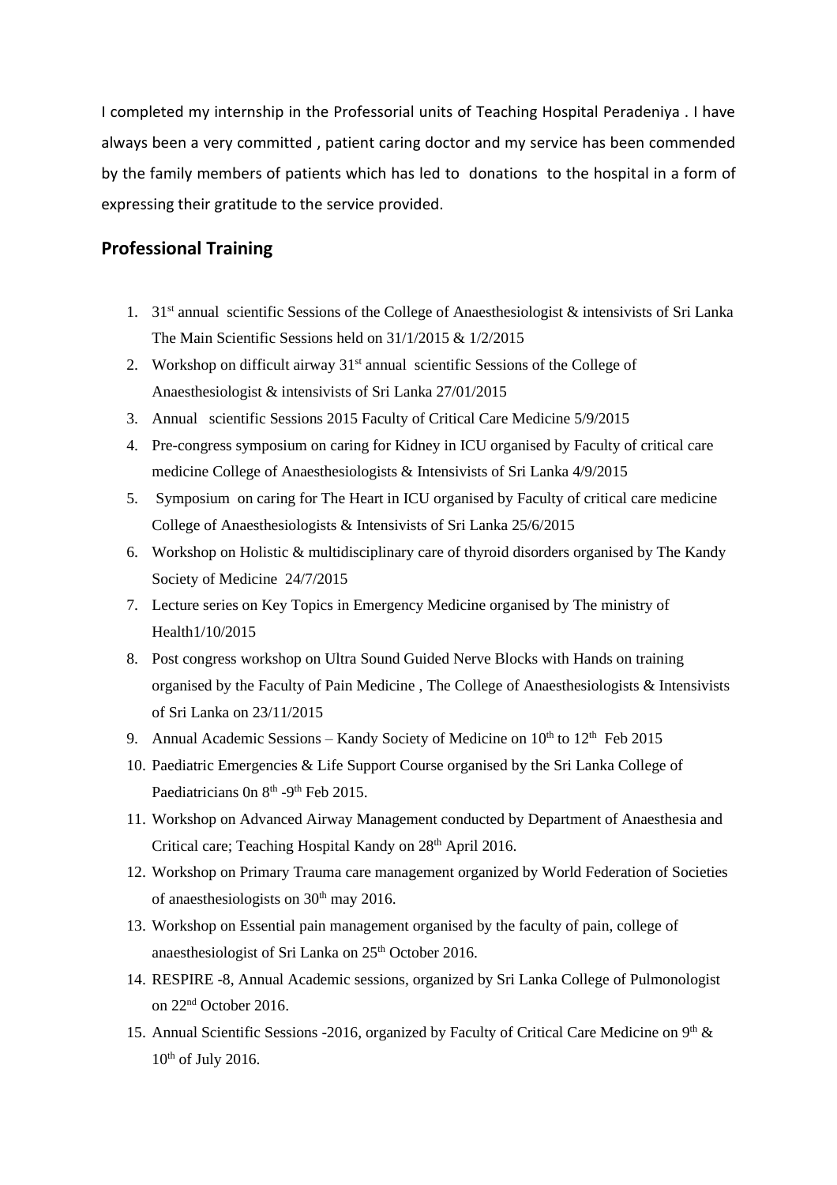I completed my internship in the Professorial units of Teaching Hospital Peradeniya . I have always been a very committed , patient caring doctor and my service has been commended by the family members of patients which has led to donations to the hospital in a form of expressing their gratitude to the service provided.

## Professional Training

1. 31st annual scientific Sessions of the College of Anaesthesiologist & intensivists of Sri Lanka The Main Scientific Sessions held on 31/1/2015 & 1/2/2015
2. Workshop on difficult airway 31st annual scientific Sessions of the College of Anaesthesiologist & intensivists of Sri Lanka 27/01/2015
3. Annual scientific Sessions 2015 Faculty of Critical Care Medicine 5/9/2015
4. Pre-congress symposium on caring for Kidney in ICU organised by Faculty of critical care medicine College of Anaesthesiologists & Intensivists of Sri Lanka 4/9/2015
5. Symposium on caring for The Heart in ICU organised by Faculty of critical care medicine College of Anaesthesiologists & Intensivists of Sri Lanka 25/6/2015
6. Workshop on Holistic & multidisciplinary care of thyroid disorders organised by The Kandy Society of Medicine 24/7/2015
7. Lecture series on Key Topics in Emergency Medicine organised by The ministry of Health1/10/2015
8. Post congress workshop on Ultra Sound Guided Nerve Blocks with Hands on training organised by the Faculty of Pain Medicine , The College of Anaesthesiologists & Intensivists of Sri Lanka on 23/11/2015
9. Annual Academic Sessions – Kandy Society of Medicine on 10th to 12th Feb 2015
10. Paediatric Emergencies & Life Support Course organised by the Sri Lanka College of Paediatricians 0n 8th -9th Feb 2015.
11. Workshop on Advanced Airway Management conducted by Department of Anaesthesia and Critical care; Teaching Hospital Kandy on 28th April 2016.
12. Workshop on Primary Trauma care management organized by World Federation of Societies of anaesthesiologists on 30th may 2016.
13. Workshop on Essential pain management organised by the faculty of pain, college of anaesthesiologist of Sri Lanka on 25th October 2016.
14. RESPIRE -8, Annual Academic sessions, organized by Sri Lanka College of Pulmonologist on 22nd October 2016.
15. Annual Scientific Sessions -2016, organized by Faculty of Critical Care Medicine on 9th & 10th of July 2016.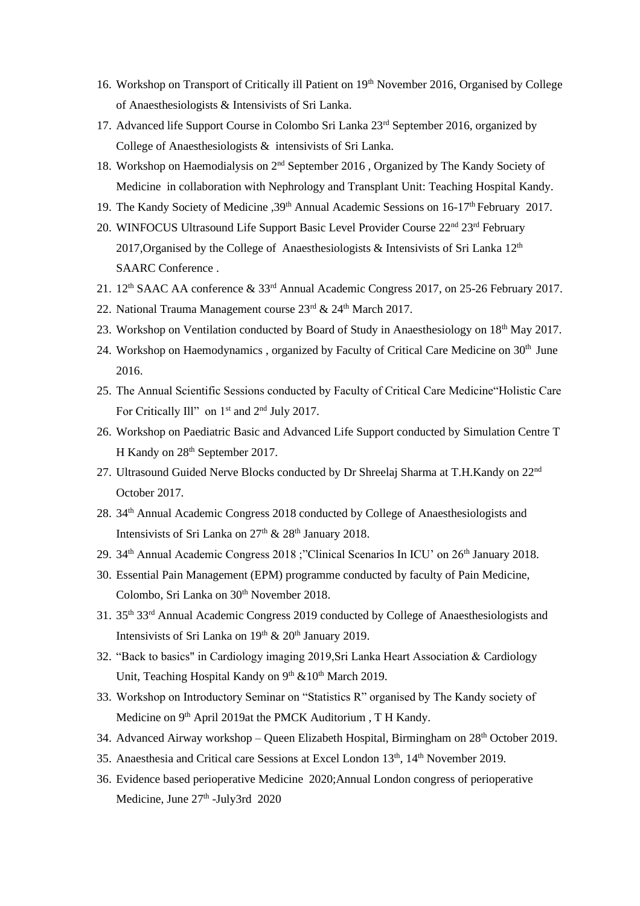16. Workshop on Transport of Critically ill Patient on 19th November 2016, Organised by College of Anaesthesiologists & Intensivists of Sri Lanka.
17. Advanced life Support Course in Colombo Sri Lanka 23rd September 2016, organized by College of Anaesthesiologists & intensivists of Sri Lanka.
18. Workshop on Haemodialysis on 2nd September 2016 , Organized by The Kandy Society of Medicine in collaboration with Nephrology and Transplant Unit: Teaching Hospital Kandy.
19. The Kandy Society of Medicine ,39th Annual Academic Sessions on 16-17th February 2017.
20. WINFOCUS Ultrasound Life Support Basic Level Provider Course 22nd 23rd February 2017,Organised by the College of Anaesthesiologists & Intensivists of Sri Lanka 12th SAARC Conference .
21. 12th SAAC AA conference & 33rd Annual Academic Congress 2017, on 25-26 February 2017.
22. National Trauma Management course 23rd & 24th March 2017.
23. Workshop on Ventilation conducted by Board of Study in Anaesthesiology on 18th May 2017.
24. Workshop on Haemodynamics , organized by Faculty of Critical Care Medicine on 30th June 2016.
25. The Annual Scientific Sessions conducted by Faculty of Critical Care Medicine"Holistic Care For Critically Ill" on 1st and 2nd July 2017.
26. Workshop on Paediatric Basic and Advanced Life Support conducted by Simulation Centre T H Kandy on 28th September 2017.
27. Ultrasound Guided Nerve Blocks conducted by Dr Shreelaj Sharma at T.H.Kandy on 22nd October 2017.
28. 34th Annual Academic Congress 2018 conducted by College of Anaesthesiologists and Intensivists of Sri Lanka on 27th & 28th January 2018.
29. 34th Annual Academic Congress 2018 ;"Clinical Scenarios In ICU' on 26th January 2018.
30. Essential Pain Management (EPM) programme conducted by faculty of Pain Medicine, Colombo, Sri Lanka on 30th November 2018.
31. 35th 33rd Annual Academic Congress 2019 conducted by College of Anaesthesiologists and Intensivists of Sri Lanka on 19th & 20th January 2019.
32. "Back to basics" in Cardiology imaging 2019,Sri Lanka Heart Association & Cardiology Unit, Teaching Hospital Kandy on 9th &10th March 2019.
33. Workshop on Introductory Seminar on "Statistics R" organised by The Kandy society of Medicine on 9th April 2019at the PMCK Auditorium , T H Kandy.
34. Advanced Airway workshop – Queen Elizabeth Hospital, Birmingham on 28th October 2019.
35. Anaesthesia and Critical care Sessions at Excel London 13th, 14th November 2019.
36. Evidence based perioperative Medicine 2020;Annual London congress of perioperative Medicine, June 27th -July3rd 2020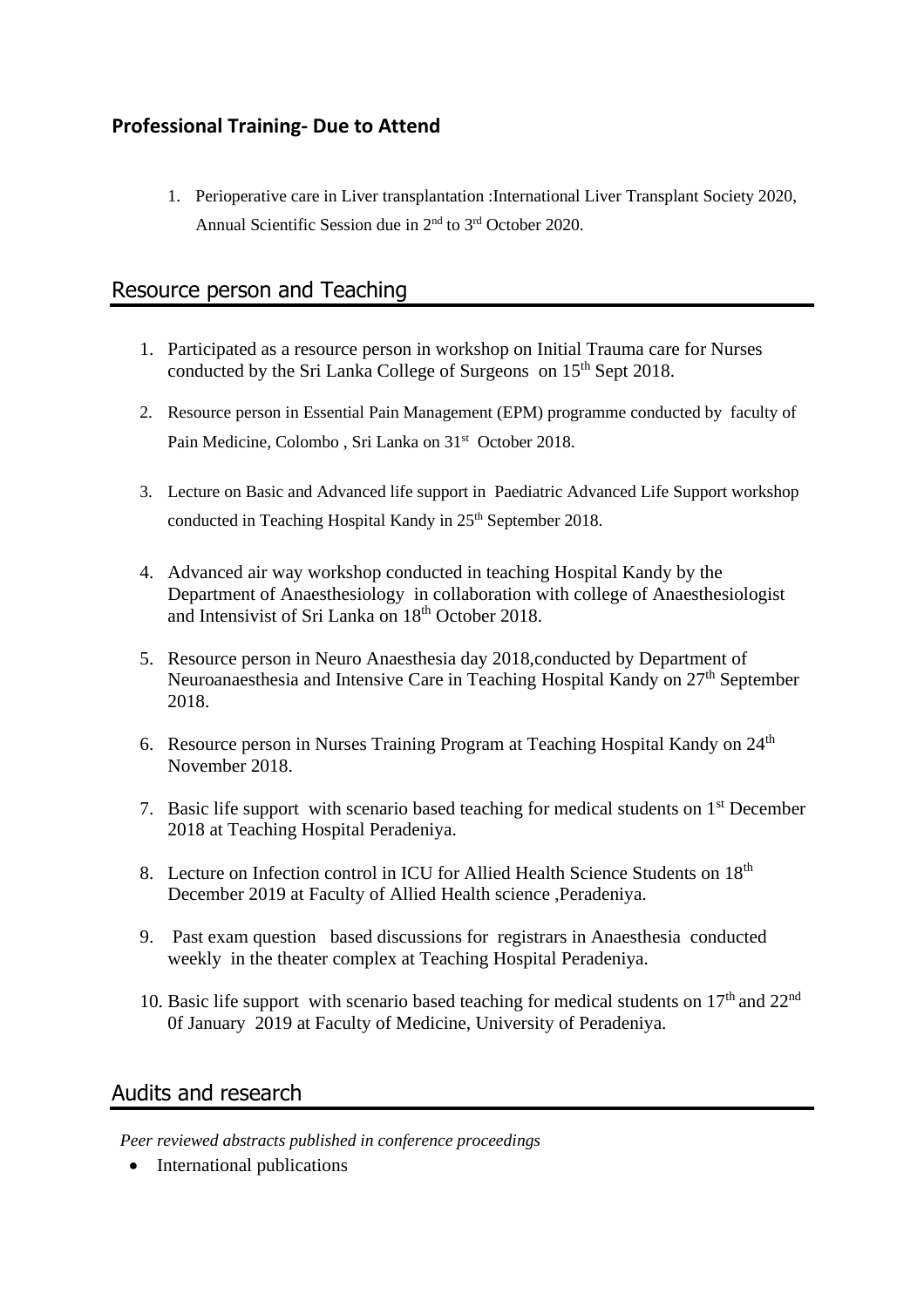## Professional Training- Due to Attend

1. Perioperative care in Liver transplantation :International Liver Transplant Society 2020, Annual Scientific Session due in 2nd to 3rd October 2020.

## Resource person and Teaching

1. Participated as a resource person in workshop on Initial Trauma care for Nurses conducted by the Sri Lanka College of Surgeons on 15th Sept 2018.
2. Resource person in Essential Pain Management (EPM) programme conducted by faculty of Pain Medicine, Colombo , Sri Lanka on 31st October 2018.
3. Lecture on Basic and Advanced life support in Paediatric Advanced Life Support workshop conducted in Teaching Hospital Kandy in 25th September 2018.
4. Advanced air way workshop conducted in teaching Hospital Kandy by the Department of Anaesthesiology in collaboration with college of Anaesthesiologist and Intensivist of Sri Lanka on 18th October 2018.
5. Resource person in Neuro Anaesthesia day 2018,conducted by Department of Neuroanaesthesia and Intensive Care in Teaching Hospital Kandy on 27th September 2018.
6. Resource person in Nurses Training Program at Teaching Hospital Kandy on 24th November 2018.
7. Basic life support with scenario based teaching for medical students on 1st December 2018 at Teaching Hospital Peradeniya.
8. Lecture on Infection control in ICU for Allied Health Science Students on 18th December 2019 at Faculty of Allied Health science ,Peradeniya.
9. Past exam question based discussions for registrars in Anaesthesia conducted weekly in the theater complex at Teaching Hospital Peradeniya.
10. Basic life support with scenario based teaching for medical students on 17th and 22nd 0f January 2019 at Faculty of Medicine, University of Peradeniya.

## Audits and research

*Peer reviewed abstracts published in conference proceedings*

- International publications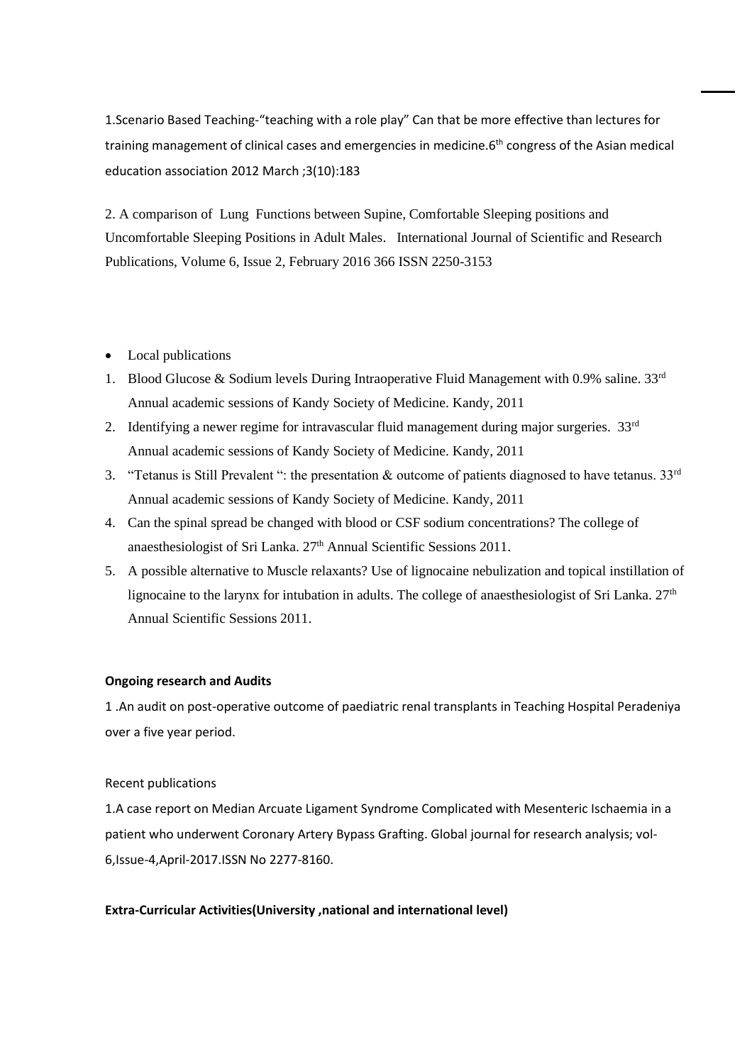1.Scenario Based Teaching-"teaching with a role play" Can that be more effective than lectures for training management of clinical cases and emergencies in medicine.6th congress of the Asian medical education association 2012 March ;3(10):183

2. A comparison of Lung Functions between Supine, Comfortable Sleeping positions and Uncomfortable Sleeping Positions in Adult Males. International Journal of Scientific and Research Publications, Volume 6, Issue 2, February 2016 366 ISSN 2250-3153

- Local publications

1. Blood Glucose & Sodium levels During Intraoperative Fluid Management with 0.9% saline. 33rd Annual academic sessions of Kandy Society of Medicine. Kandy, 2011
2. Identifying a newer regime for intravascular fluid management during major surgeries. 33rd Annual academic sessions of Kandy Society of Medicine. Kandy, 2011
3. "Tetanus is Still Prevalent ": the presentation & outcome of patients diagnosed to have tetanus. 33rd Annual academic sessions of Kandy Society of Medicine. Kandy, 2011
4. Can the spinal spread be changed with blood or CSF sodium concentrations? The college of anaesthesiologist of Sri Lanka. 27th Annual Scientific Sessions 2011.
5. A possible alternative to Muscle relaxants? Use of lignocaine nebulization and topical instillation of lignocaine to the larynx for intubation in adults. The college of anaesthesiologist of Sri Lanka. 27th Annual Scientific Sessions 2011.

**Ongoing research and Audits**

1 .An audit on post-operative outcome of paediatric renal transplants in Teaching Hospital Peradeniya over a five year period.

Recent publications

1.A case report on Median Arcuate Ligament Syndrome Complicated with Mesenteric Ischaemia in a patient who underwent Coronary Artery Bypass Grafting. Global journal for research analysis; vol-6,Issue-4,April-2017.ISSN No 2277-8160.

**Extra-Curricular Activities(University ,national and international level)**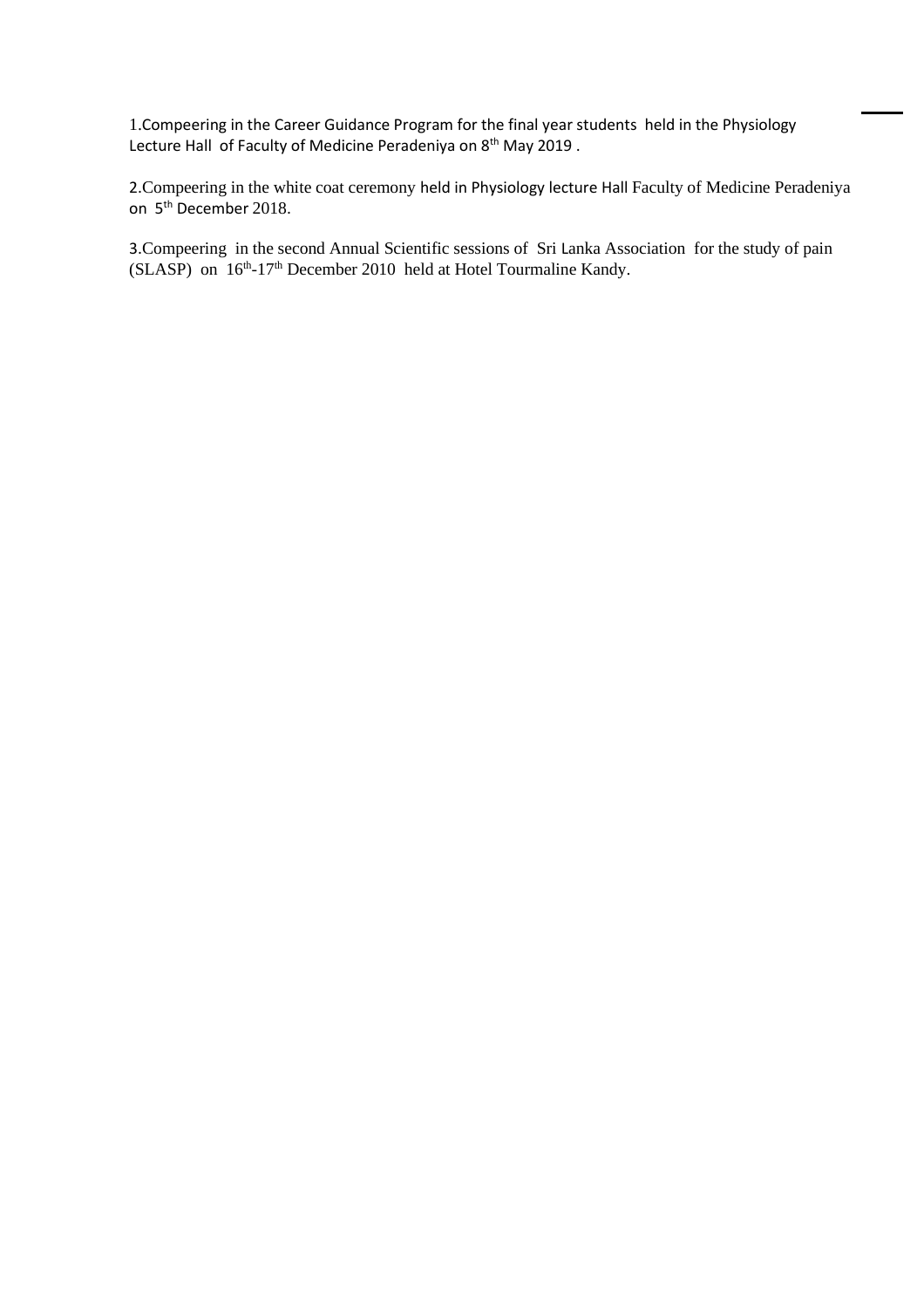1.Compeering in the Career Guidance Program for the final year students held in the Physiology Lecture Hall of Faculty of Medicine Peradeniya on 8th May 2019 .

2.Compeering in the white coat ceremony held in Physiology lecture Hall Faculty of Medicine Peradeniya on 5th December 2018.

3.Compeering in the second Annual Scientific sessions of Sri Lanka Association for the study of pain (SLASP) on 16th-17th December 2010 held at Hotel Tourmaline Kandy.